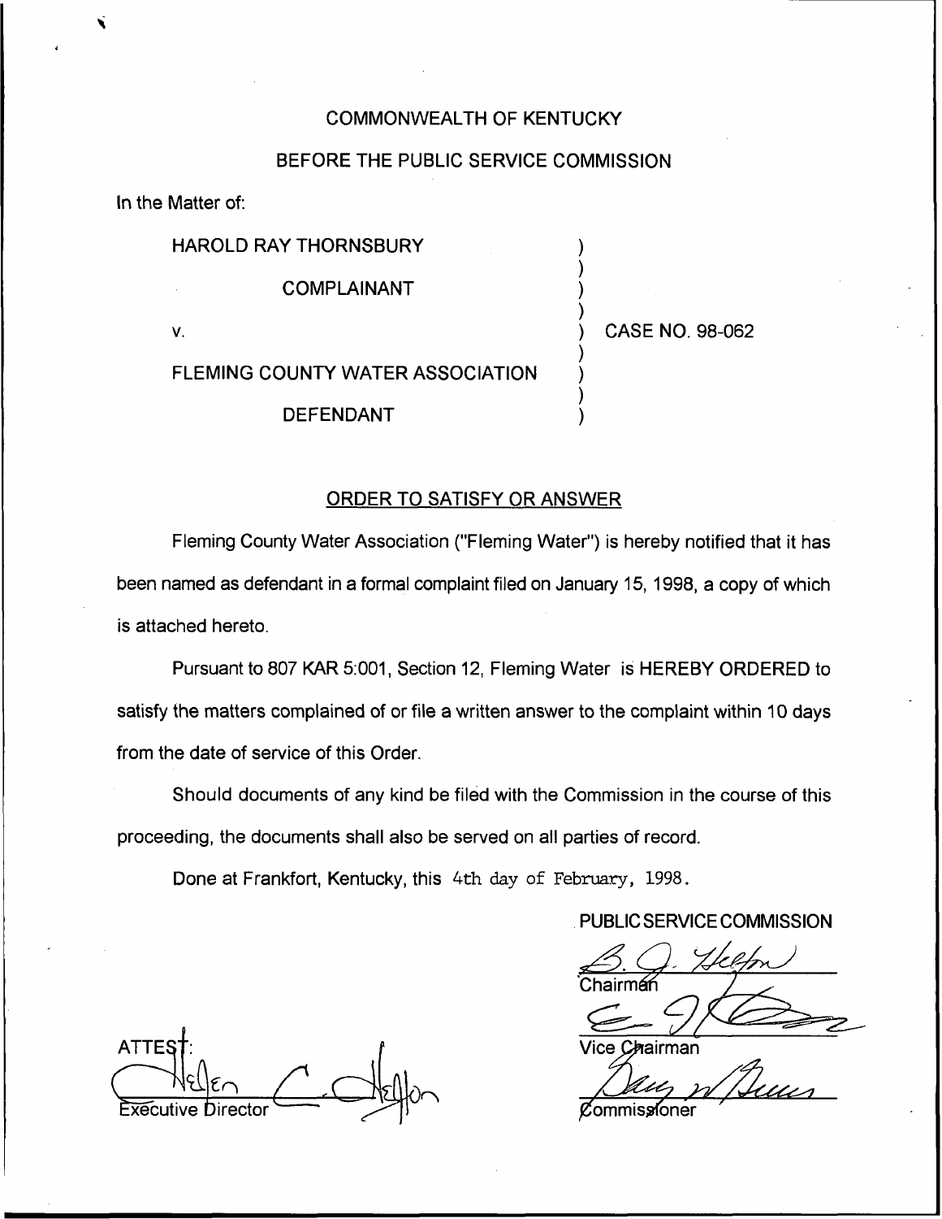COMMONWEALTH OF KENTUCKY

BEFORE THE PUBLIC SERVICE COMMISSION

In the Matter of:

HAROLD RAY THORNSBURY

COMPLAINANT

v.

FLEMING COUNTY WATER ASSOCIATION

DEFENDANT

CASE NO. 98-062

ORDER TO SATISFY OR ANSWER

Fleming County Water Association ("Fleming Water") is hereby notified that it has been named as defendant in a formal complaint filed on January 15, 1998, a copy of which is attached hereto.

Pursuant to 807 KAR 5:001, Section 12, Fleming Water is HEREBY ORDERED to satisfy the matters complained of or file a written answer to the complaint within 10 days from the date of service of this Order.

Should documents of any kind be filed with the Commission in the course of this proceeding, the documents shall also be served on all parties of record.

Done at Frankfort, Kentucky, this 4th day of February, 1998.

PUBLIC SERVICE COMMISSION

Chairman

Vice Chairman

Commissioner

ATTEST:

Executive Director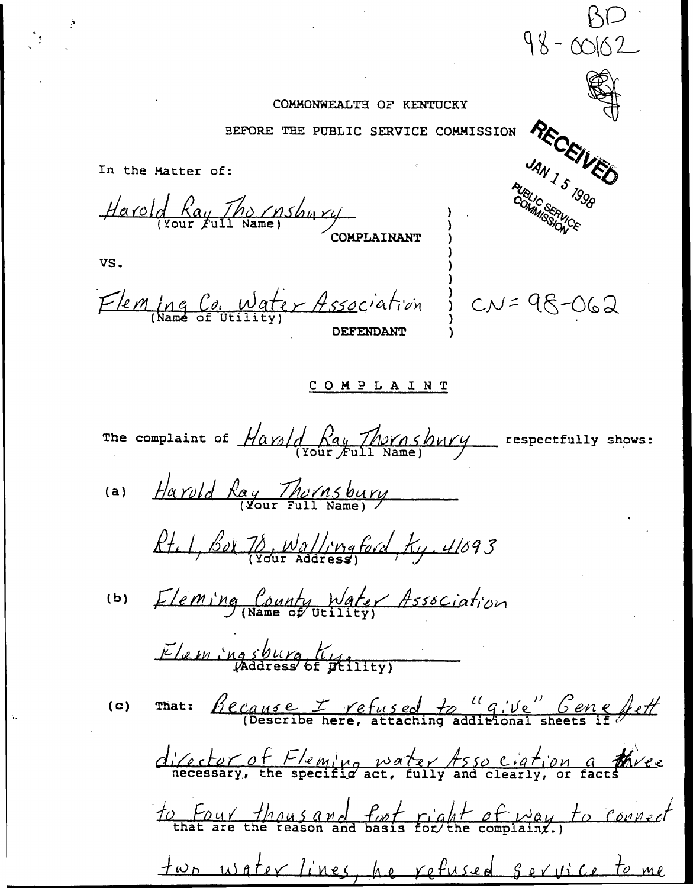BD
98-00162

COMMONWEALTH OF KENTUCKY

BEFORE THE PUBLIC SERVICE COMMISSION

RECEIVED
JAN 15 1998
PUBLIC SERVICE COMMISSION

In the Matter of:

Harold Ray Thornsbury
(Your Full Name)
COMPLAINANT

VS.

Fleming Co. Water Association
(Name of Utility)
DEFENDANT

CN= 98-062

COMPLAINT

The complaint of Harold Ray Thornsbury (Your Full Name) respectfully shows:

(a) Harold Ray Thornsbury
(Your Full Name)

Rt. 1, Box 78, Wallingford, Ky. 41093
(Your Address)

(b) Fleming County Water Association
(Name of Utility)

Flemingsburg, Ky.
(Address of Utility)

(c) That: Because I refused to "give" Gene Hett director of Fleming water Association a three to Four thousand foot right of way to connect two water lines, he refused service to me

(Describe here, attaching additional sheets if necessary, the specific act, fully and clearly, or facts that are the reason and basis for the complaint.)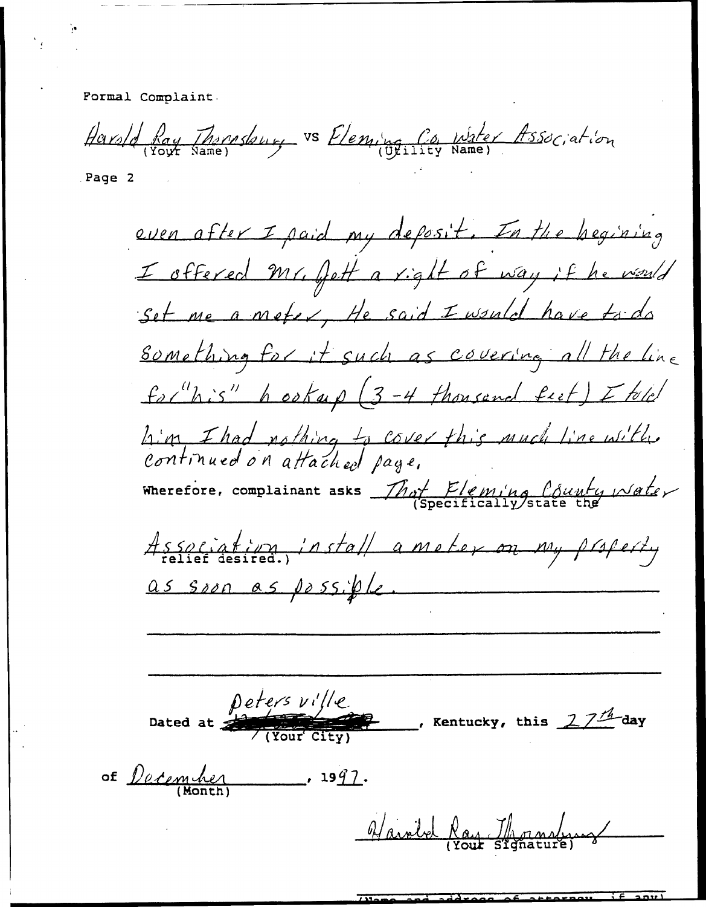Formal Complaint

Harold Ray Thornsbury vs Fleming Co. Water Association
(Your Name) (Utility Name)

Page 2

even after I paid my deposit. In the begining I offered Mr. Jett a right of way if he would set me a meter, He said I would have to do something for it such as covering all the line for "his" hookup (3-4 thousand feet) I told him I had nothing to cover this much line with.
continued on attached page.

Wherefore, complainant asks That Fleming County Water Association install a meter on my property as soon as possible.
(Specifically state the relief desired.)

Dated at Petersville, Kentucky, this 27th day of December, 1997.
(Your City) (Month)

Harold Ray Thornsbury
(Your Signature)

(Name and address of attorney, if any)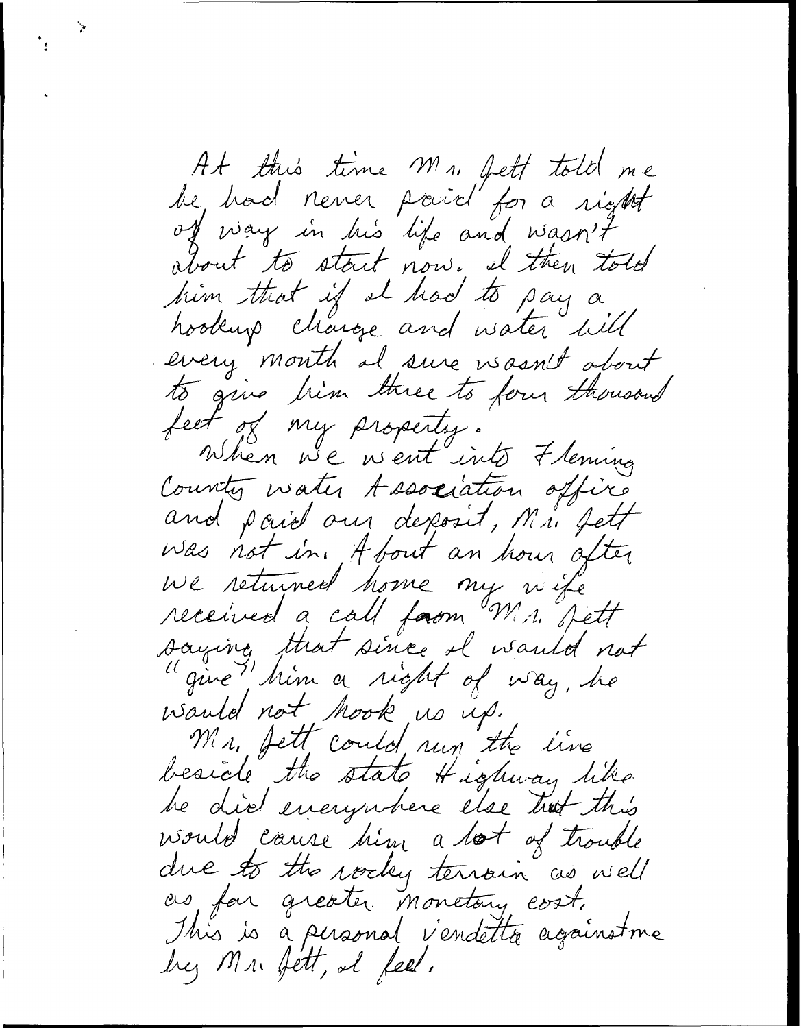At this time Mr. Jett told me he had never paid for a right of way in his life and wasn't about to start now. I then told him that if I had to pay a hookup charge and water bill every month I sure wasn't about to give him three to four thousand feet of my property.

When we went into Fleming County Water Association office and paid our deposit, Mr. Jett was not in. About an hour after we returned home my wife received a call from Mr. Jett saying that since I would not "give" him a right of way, he would not hook us up.

Mr. Jett could run the line beside the state Highway like he did everywhere else but this would cause him a lot of trouble due to the rocky terrain as well as far greater monetary cost. This is a personal vendetta against me by Mr. Jett, I feel.